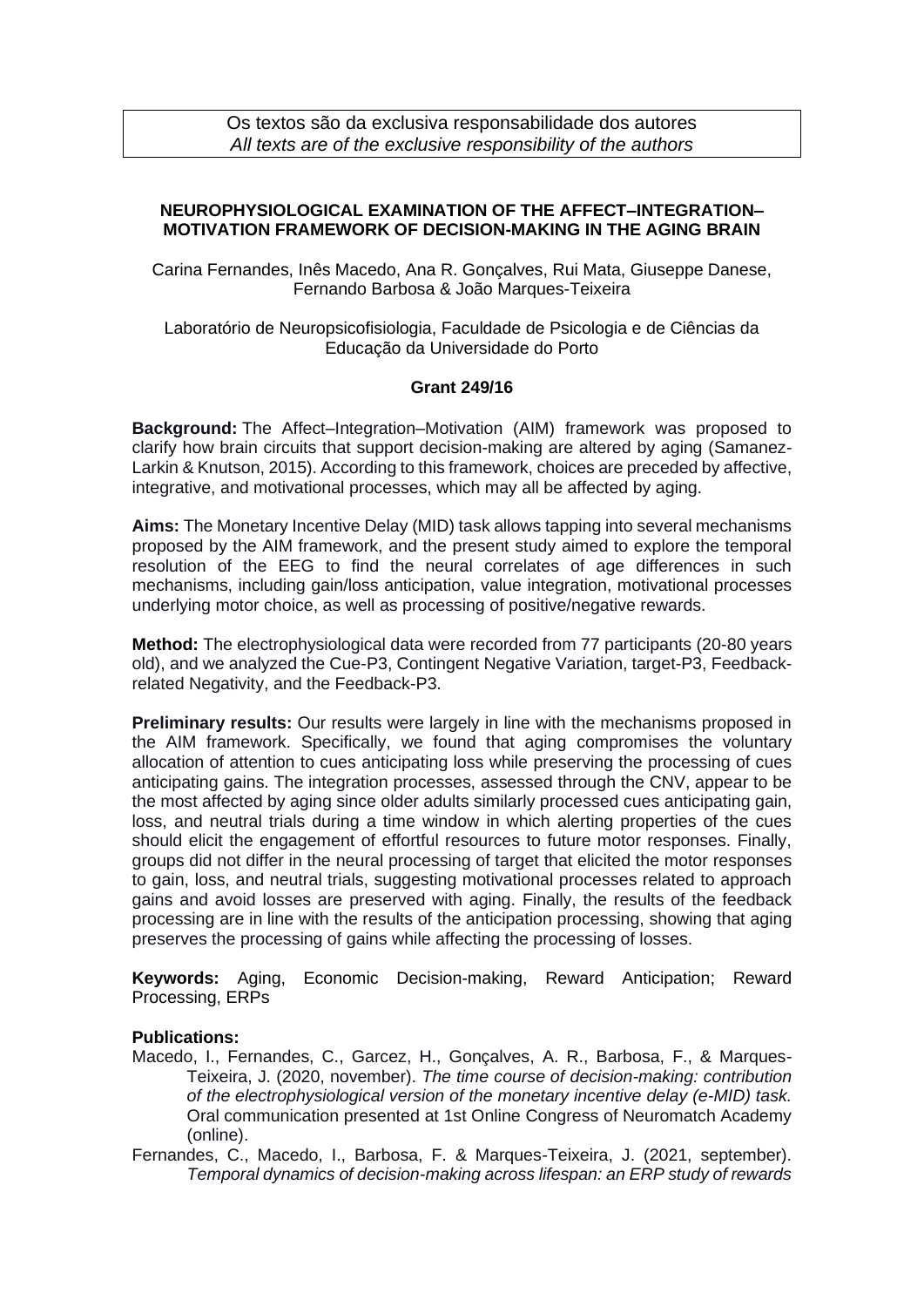Os textos são da exclusiva responsabilidade dos autores
*All texts are of the exclusive responsibility of the authors*

**NEUROPHYSIOLOGICAL EXAMINATION OF THE AFFECT–INTEGRATION–MOTIVATION FRAMEWORK OF DECISION-MAKING IN THE AGING BRAIN**

Carina Fernandes, Inês Macedo, Ana R. Gonçalves, Rui Mata, Giuseppe Danese, Fernando Barbosa & João Marques-Teixeira

Laboratório de Neuropsicofisiologia, Faculdade de Psicologia e de Ciências da Educação da Universidade do Porto

**Grant 249/16**

**Background:** The Affect–Integration–Motivation (AIM) framework was proposed to clarify how brain circuits that support decision-making are altered by aging (Samanez-Larkin & Knutson, 2015). According to this framework, choices are preceded by affective, integrative, and motivational processes, which may all be affected by aging.

**Aims:** The Monetary Incentive Delay (MID) task allows tapping into several mechanisms proposed by the AIM framework, and the present study aimed to explore the temporal resolution of the EEG to find the neural correlates of age differences in such mechanisms, including gain/loss anticipation, value integration, motivational processes underlying motor choice, as well as processing of positive/negative rewards.

**Method:** The electrophysiological data were recorded from 77 participants (20-80 years old), and we analyzed the Cue-P3, Contingent Negative Variation, target-P3, Feedback-related Negativity, and the Feedback-P3.

**Preliminary results:** Our results were largely in line with the mechanisms proposed in the AIM framework. Specifically, we found that aging compromises the voluntary allocation of attention to cues anticipating loss while preserving the processing of cues anticipating gains. The integration processes, assessed through the CNV, appear to be the most affected by aging since older adults similarly processed cues anticipating gain, loss, and neutral trials during a time window in which alerting properties of the cues should elicit the engagement of effortful resources to future motor responses. Finally, groups did not differ in the neural processing of target that elicited the motor responses to gain, loss, and neutral trials, suggesting motivational processes related to approach gains and avoid losses are preserved with aging. Finally, the results of the feedback processing are in line with the results of the anticipation processing, showing that aging preserves the processing of gains while affecting the processing of losses.

**Keywords:** Aging, Economic Decision-making, Reward Anticipation; Reward Processing, ERPs

**Publications:**

Macedo, I., Fernandes, C., Garcez, H., Gonçalves, A. R., Barbosa, F., & Marques-Teixeira, J. (2020, november). *The time course of decision-making: contribution of the electrophysiological version of the monetary incentive delay (e-MID) task.* Oral communication presented at 1st Online Congress of Neuromatch Academy (online).

Fernandes, C., Macedo, I., Barbosa, F. & Marques-Teixeira, J. (2021, september). *Temporal dynamics of decision-making across lifespan: an ERP study of rewards*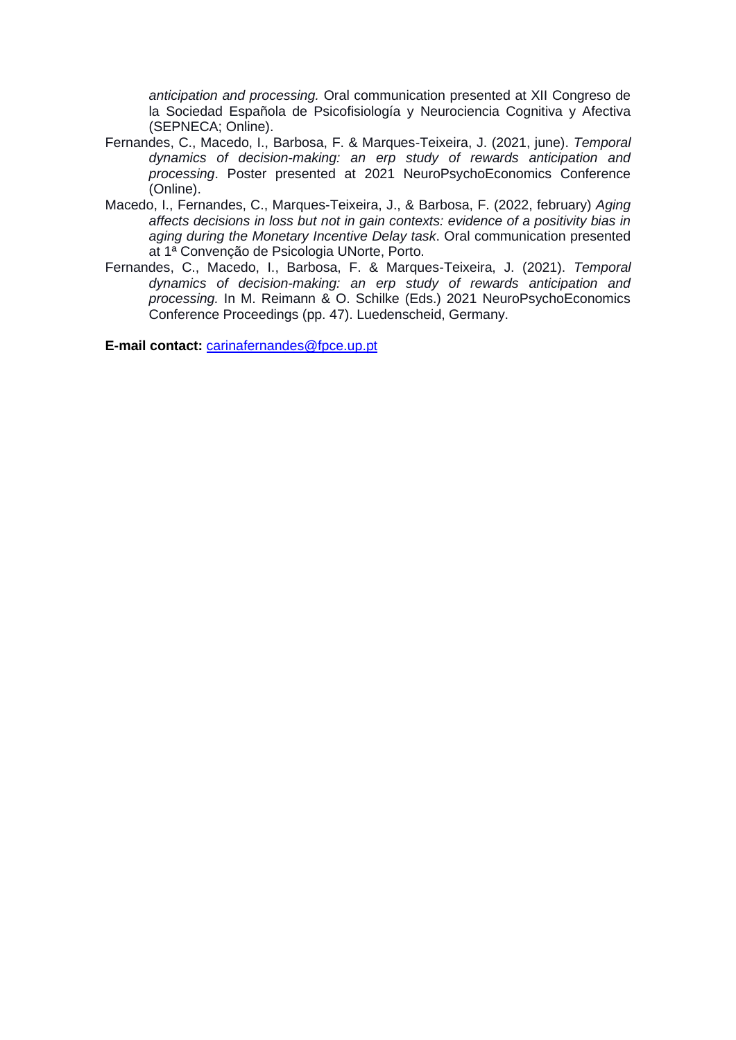*anticipation and processing.* Oral communication presented at XII Congreso de la Sociedad Española de Psicofisiología y Neurociencia Cognitiva y Afectiva (SEPNECA; Online).

Fernandes, C., Macedo, I., Barbosa, F. & Marques-Teixeira, J. (2021, june). *Temporal dynamics of decision-making: an erp study of rewards anticipation and processing*. Poster presented at 2021 NeuroPsychoEconomics Conference (Online).

Macedo, I., Fernandes, C., Marques-Teixeira, J., & Barbosa, F. (2022, february) *Aging affects decisions in loss but not in gain contexts: evidence of a positivity bias in aging during the Monetary Incentive Delay task*. Oral communication presented at 1ª Convenção de Psicologia UNorte, Porto.

Fernandes, C., Macedo, I., Barbosa, F. & Marques-Teixeira, J. (2021). *Temporal dynamics of decision-making: an erp study of rewards anticipation and processing.* In M. Reimann & O. Schilke (Eds.) 2021 NeuroPsychoEconomics Conference Proceedings (pp. 47). Luedenscheid, Germany.

**E-mail contact:** carinafernandes@fpce.up.pt